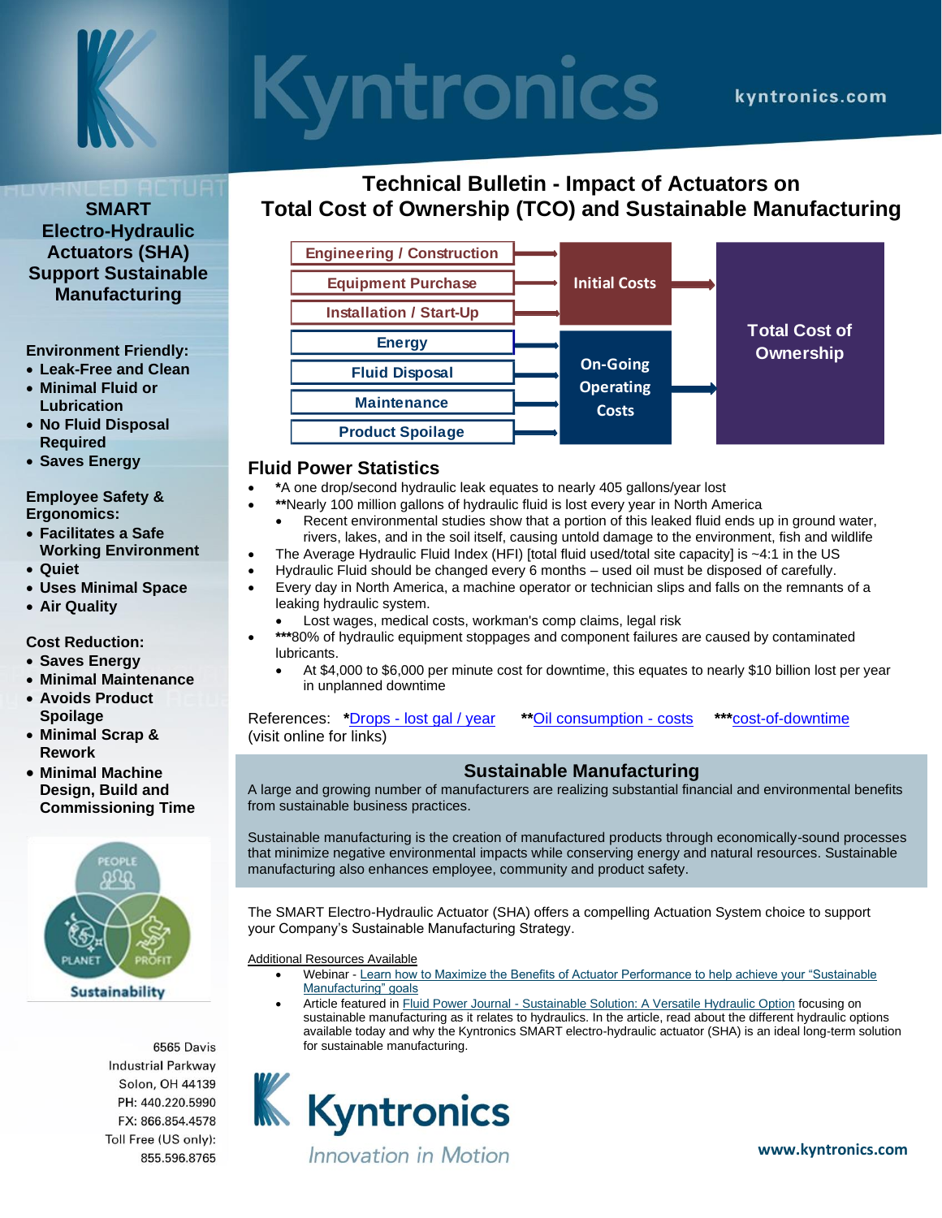# Kyntronics

kyntronics.com

## SMART Electro-Hydraulic Actuators (SHA) Support Sustainable Manufacturing

**Environment Friendly:**

- **Leak-Free and Clean**
- **Minimal Fluid or Lubrication**
- **No Fluid Disposal Required**
- **Saves Energy**

**Employee Safety & Ergonomics:**

- **Facilitates a Safe Working Environment**
- **Quiet**
- **Uses Minimal Space**
- **Air Quality**

**Cost Reduction:**

- **Saves Energy**
- **Minimal Maintenance**
- **Avoids Product Spoilage**
- **Minimal Scrap & Rework**
- **Minimal Machine Design, Build and Commissioning Time**

PEOPLE  
PLANET  
PROFIT  
**Sustainability**

6565 Davis Industrial Parkway  
Solon, OH 44139  
PH: 440.220.5990  
FX: 866.854.4578  
Toll Free (US only): 855.596.8765

# Technical Bulletin - Impact of Actuators on Total Cost of Ownership (TCO) and Sustainable Manufacturing

Engineering / Construction → Initial Costs  
Equipment Purchase → Initial Costs  
Installation / Start-Up → Initial Costs

Energy → On-Going Operating Costs  
Fluid Disposal → On-Going Operating Costs  
Maintenance → On-Going Operating Costs  
Product Spoilage → On-Going Operating Costs

Initial Costs → Total Cost of Ownership  
On-Going Operating Costs → Total Cost of Ownership

## Fluid Power Statistics

- ***A** one drop/second hydraulic leak equates to nearly 405 gallons/year lost
- ****Nearly** 100 million gallons of hydraulic fluid is lost every year in North America
  - Recent environmental studies show that a portion of this leaked fluid ends up in ground water, rivers, lakes, and in the soil itself, causing untold damage to the environment, fish and wildlife
- The Average Hydraulic Fluid Index (HFI) [total fluid used/total site capacity] is ~4:1 in the US
- Hydraulic Fluid should be changed every 6 months – used oil must be disposed of carefully.
- Every day in North America, a machine operator or technician slips and falls on the remnants of a leaking hydraulic system.
  - Lost wages, medical costs, workman's comp claims, legal risk
- *****80%** of hydraulic equipment stoppages and component failures are caused by contaminated lubricants.
  - At $4,000 to $6,000 per minute cost for downtime, this equates to nearly $10 billion lost per year in unplanned downtime

References: ***Drops - lost gal / year** ****Oil consumption - costs** *****cost-of-downtime**  
(visit online for links)

## Sustainable Manufacturing

A large and growing number of manufacturers are realizing substantial financial and environmental benefits from sustainable business practices.

Sustainable manufacturing is the creation of manufactured products through economically-sound processes that minimize negative environmental impacts while conserving energy and natural resources. Sustainable manufacturing also enhances employee, community and product safety.

The SMART Electro-Hydraulic Actuator (SHA) offers a compelling Actuation System choice to support your Company's Sustainable Manufacturing Strategy.

Additional Resources Available

- Webinar - Learn how to Maximize the Benefits of Actuator Performance to help achieve your "Sustainable Manufacturing" goals
- Article featured in Fluid Power Journal - Sustainable Solution: A Versatile Hydraulic Option focusing on sustainable manufacturing as it relates to hydraulics. In the article, read about the different hydraulic options available today and why the Kyntronics SMART electro-hydraulic actuator (SHA) is an ideal long-term solution for sustainable manufacturing.

**Kyntronics**  
*Innovation in Motion*

**www.kyntronics.com**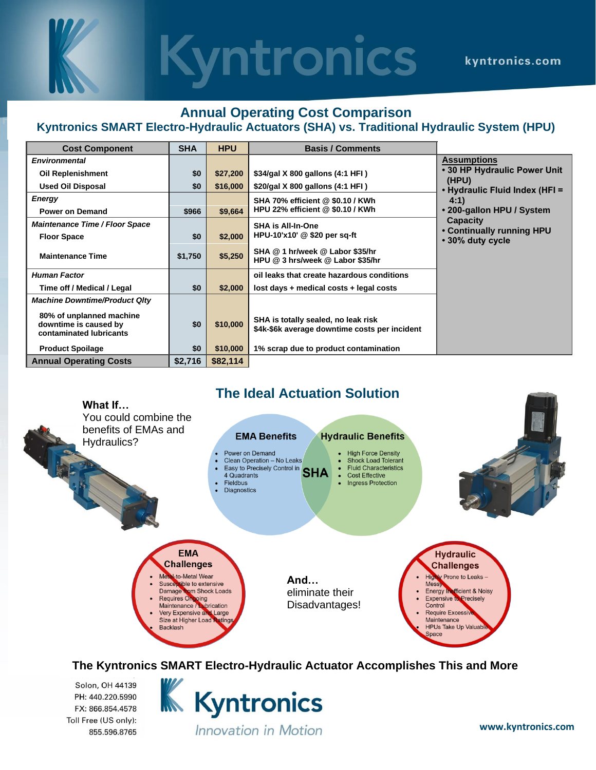# Kyntronics

kyntronics.com

## Annual Operating Cost Comparison

### Kyntronics SMART Electro-Hydraulic Actuators (SHA) vs. Traditional Hydraulic System (HPU)

| Cost Component | SHA | HPU | Basis / Comments |
|---|---|---|---|
| ***Environmental*** | | | |
| **Oil Replenishment** | **$0** | **$27,200** | **$34/gal X 800 gallons (4:1 HFI )** |
| **Used Oil Disposal** | **$0** | **$16,000** | **$20/gal X 800 gallons (4:1 HFI )** |
| ***Energy*** | | | |
| **Power on Demand** | **$966** | **$9,664** | **SHA 70% efficient @ $0.10 / KWh HPU 22% efficient @ $0.10 / KWh** |
| ***Maintenance Time / Floor Space*** | | | |
| **Floor Space** | **$0** | **$2,000** | **SHA is All-In-One HPU-10'x10' @ $20 per sq-ft** |
| **Maintenance Time** | **$1,750** | **$5,250** | **SHA @ 1 hr/week @ Labor $35/hr HPU @ 3 hrs/week @ Labor $35/hr** |
| ***Human Factor*** | | | **oil leaks that create hazardous conditions** |
| **Time off / Medical / Legal** | **$0** | **$2,000** | **lost days + medical costs + legal costs** |
| ***Machine Downtime/Product Qlty*** | | | |
| **80% of unplanned machine downtime is caused by contaminated lubricants** | **$0** | **$10,000** | **SHA is totally sealed, no leak risk $4k-$6k average downtime costs per incident** |
| **Product Spoilage** | **$0** | **$10,000** | **1% scrap due to product contamination** |
| **Annual Operating Costs** | **$2,716** | **$82,114** | |

**Assumptions**

- **30 HP Hydraulic Power Unit (HPU)**
- **Hydraulic Fluid Index (HFI = 4:1)**
- **200-gallon HPU / System Capacity**
- **Continually running HPU**
- **30% duty cycle**

## The Ideal Actuation Solution

**What If…**
You could combine the benefits of EMAs and Hydraulics?

**EMA Benefits**

- Power on Demand
- Clean Operation – No Leaks
- Easy to Precisely Control in 4 Quadrants
- Fieldbus
- Diagnostics

**SHA**

**Hydraulic Benefits**

- High Force Density
- Shock Load Tolerant
- Fluid Characteristics
- Cost Effective
- Ingress Protection

**EMA Challenges**

- Metal-to-Metal Wear
- Susceptible to extensive Damage from Shock Loads
- Requires Ongoing Maintenance / Lubrication
- Very Expensive and Large Size at Higher Load Ratings
- Backlash

**And…**
eliminate their Disadvantages!

**Hydraulic Challenges**

- Highly Prone to Leaks – Messy
- Energy Inefficient & Noisy
- Expensive to Precisely Control
- Require Excessive Maintenance
- HPUs Take Up Valuable Space

**The Kyntronics SMART Electro-Hydraulic Actuator Accomplishes This and More**

Solon, OH 44139
PH: 440.220.5990
FX: 866.854.4578
Toll Free (US only): 855.596.8765

Kyntronics
*Innovation in Motion*

www.kyntronics.com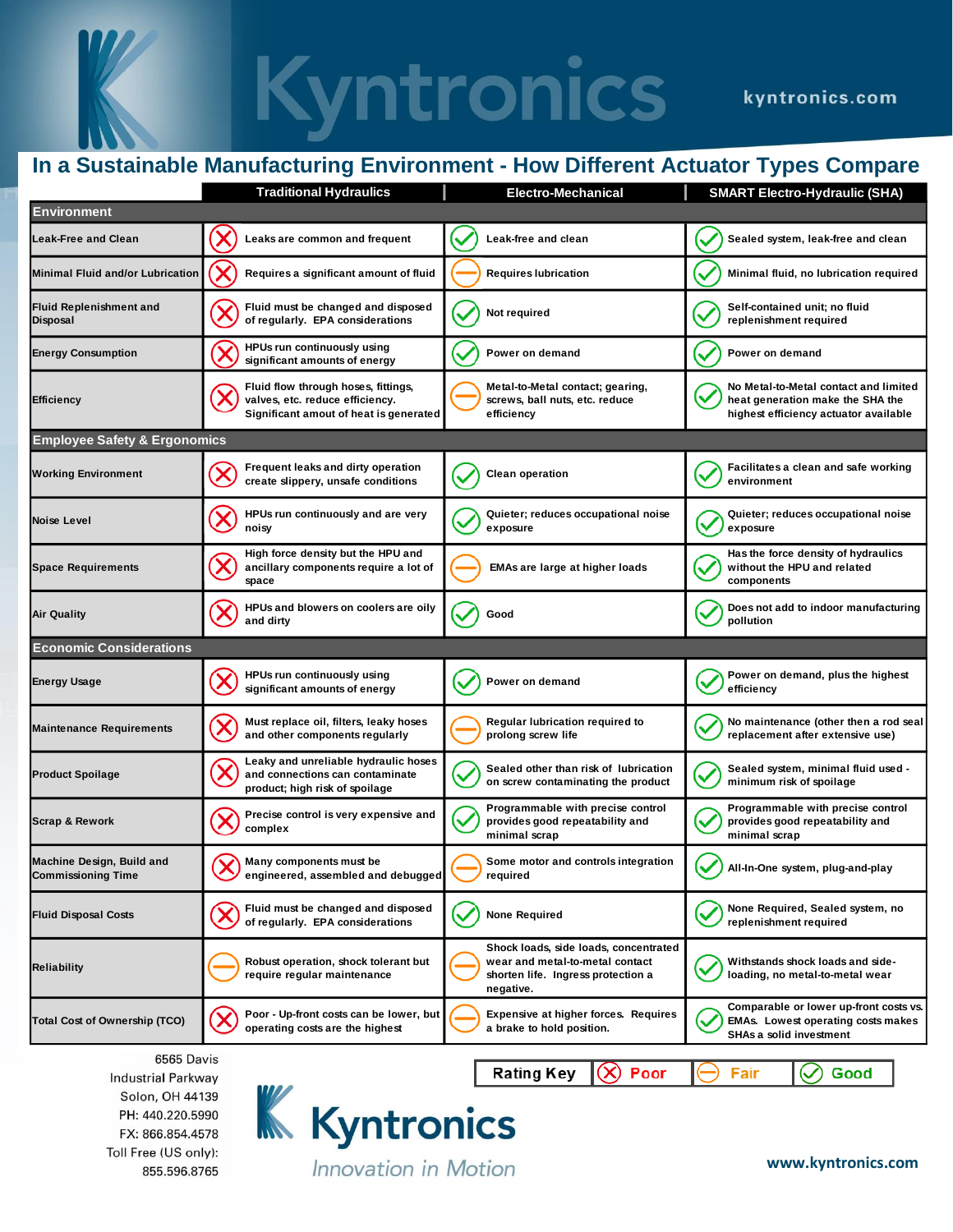Kyntronics

kyntronics.com

# In a Sustainable Manufacturing Environment - How Different Actuator Types Compare

| | Traditional Hydraulics | Electro-Mechanical | SMART Electro-Hydraulic (SHA) |
|---|---|---|---|
| **Environment** | | | |
| Leak-Free and Clean | Poor: Leaks are common and frequent | Good: Leak-free and clean | Good: Sealed system, leak-free and clean |
| Minimal Fluid and/or Lubrication | Poor: Requires a significant amount of fluid | Fair: Requires lubrication | Good: Minimal fluid, no lubrication required |
| Fluid Replenishment and Disposal | Poor: Fluid must be changed and disposed of regularly. EPA considerations | Good: Not required | Good: Self-contained unit; no fluid replenishment required |
| Energy Consumption | Poor: HPUs run continuously using significant amounts of energy | Good: Power on demand | Good: Power on demand |
| Efficiency | Poor: Fluid flow through hoses, fittings, valves, etc. reduce efficiency. Significant amout of heat is generated | Fair: Metal-to-Metal contact; gearing, screws, ball nuts, etc. reduce efficiency | Good: No Metal-to-Metal contact and limited heat generation make the SHA the highest efficiency actuator available |
| **Employee Safety & Ergonomics** | | | |
| Working Environment | Poor: Frequent leaks and dirty operation create slippery, unsafe conditions | Good: Clean operation | Good: Facilitates a clean and safe working environment |
| Noise Level | Poor: HPUs run continuously and are very noisy | Good: Quieter; reduces occupational noise exposure | Good: Quieter; reduces occupational noise exposure |
| Space Requirements | Poor: High force density but the HPU and ancillary components require a lot of space | Fair: EMAs are large at higher loads | Good: Has the force density of hydraulics without the HPU and related components |
| Air Quality | Poor: HPUs and blowers on coolers are oily and dirty | Good: Good | Good: Does not add to indoor manufacturing pollution |
| **Economic Considerations** | | | |
| Energy Usage | Poor: HPUs run continuously using significant amounts of energy | Good: Power on demand | Good: Power on demand, plus the highest efficiency |
| Maintenance Requirements | Poor: Must replace oil, filters, leaky hoses and other components regularly | Fair: Regular lubrication required to prolong screw life | Good: No maintenance (other then a rod seal replacement after extensive use) |
| Product Spoilage | Poor: Leaky and unreliable hydraulic hoses and connections can contaminate product; high risk of spoilage | Good: Sealed other than risk of lubrication on screw contaminating the product | Good: Sealed system, minimal fluid used - minimum risk of spoilage |
| Scrap & Rework | Poor: Precise control is very expensive and complex | Good: Programmable with precise control provides good repeatability and minimal scrap | Good: Programmable with precise control provides good repeatability and minimal scrap |
| Machine Design, Build and Commissioning Time | Poor: Many components must be engineered, assembled and debugged | Fair: Some motor and controls integration required | Good: All-In-One system, plug-and-play |
| Fluid Disposal Costs | Poor: Fluid must be changed and disposed of regularly. EPA considerations | Good: None Required | Good: None Required, Sealed system, no replenishment required |
| Reliability | Fair: Robust operation, shock tolerant but require regular maintenance | Fair: Shock loads, side loads, concentrated wear and metal-to-metal contact shorten life. Ingress protection a negative. | Good: Withstands shock loads and side-loading, no metal-to-metal wear |
| Total Cost of Ownership (TCO) | Poor: Poor - Up-front costs can be lower, but operating costs are the highest | Fair: Expensive at higher forces. Requires a brake to hold position. | Good: Comparable or lower up-front costs vs. EMAs. Lowest operating costs makes SHAs a solid investment |

**Rating Key:** Poor | Fair | Good

6565 Davis Industrial Parkway
Solon, OH 44139
PH: 440.220.5990
FX: 866.854.4578
Toll Free (US only): 855.596.8765

Kyntronics
*Innovation in Motion*

www.kyntronics.com